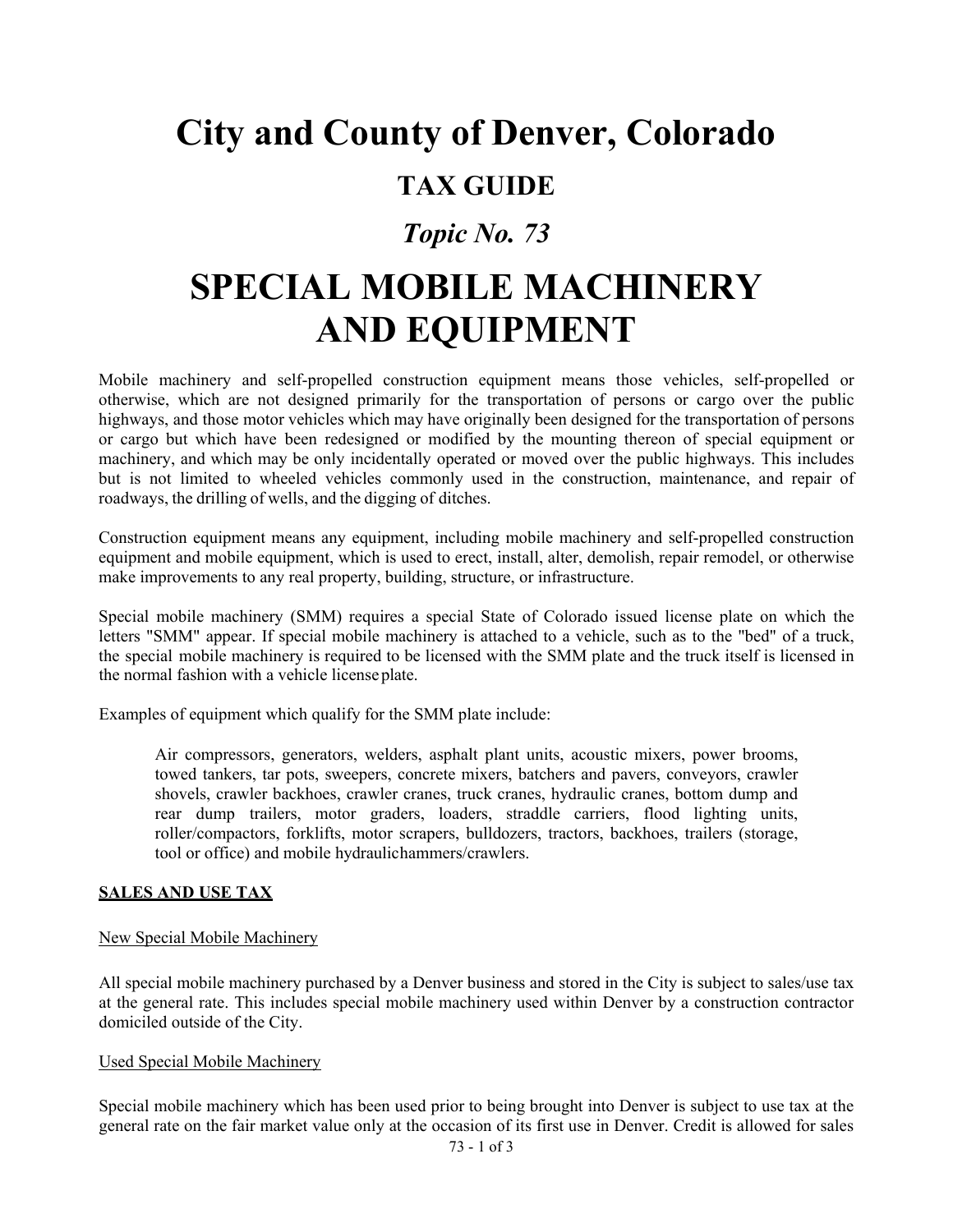# City and County of Denver, Colorado

## TAX GUIDE

### *Topic No. 73*

# SPECIAL MOBILE MACHINERY AND EQUIPMENT

Mobile machinery and self-propelled construction equipment means those vehicles, self-propelled or otherwise, which are not designed primarily for the transportation of persons or cargo over the public highways, and those motor vehicles which may have originally been designed for the transportation of persons or cargo but which have been redesigned or modified by the mounting thereon of special equipment or machinery, and which may be only incidentally operated or moved over the public highways. This includes but is not limited to wheeled vehicles commonly used in the construction, maintenance, and repair of roadways, the drilling of wells, and the digging of ditches.

Construction equipment means any equipment, including mobile machinery and self-propelled construction equipment and mobile equipment, which is used to erect, install, alter, demolish, repair remodel, or otherwise make improvements to any real property, building, structure, or infrastructure.

Special mobile machinery (SMM) requires a special State of Colorado issued license plate on which the letters "SMM" appear. If special mobile machinery is attached to a vehicle, such as to the "bed" of a truck, the special mobile machinery is required to be licensed with the SMM plate and the truck itself is licensed in the normal fashion with a vehicle license plate.

Examples of equipment which qualify for the SMM plate include:

> Air compressors, generators, welders, asphalt plant units, acoustic mixers, power brooms, towed tankers, tar pots, sweepers, concrete mixers, batchers and pavers, conveyors, crawler shovels, crawler backhoes, crawler cranes, truck cranes, hydraulic cranes, bottom dump and rear dump trailers, motor graders, loaders, straddle carriers, flood lighting units, roller/compactors, forklifts, motor scrapers, bulldozers, tractors, backhoes, trailers (storage, tool or office) and mobile hydraulichammers/crawlers.

**SALES AND USE TAX**

New Special Mobile Machinery

All special mobile machinery purchased by a Denver business and stored in the City is subject to sales/use tax at the general rate. This includes special mobile machinery used within Denver by a construction contractor domiciled outside of the City.

Used Special Mobile Machinery

Special mobile machinery which has been used prior to being brought into Denver is subject to use tax at the general rate on the fair market value only at the occasion of its first use in Denver. Credit is allowed for sales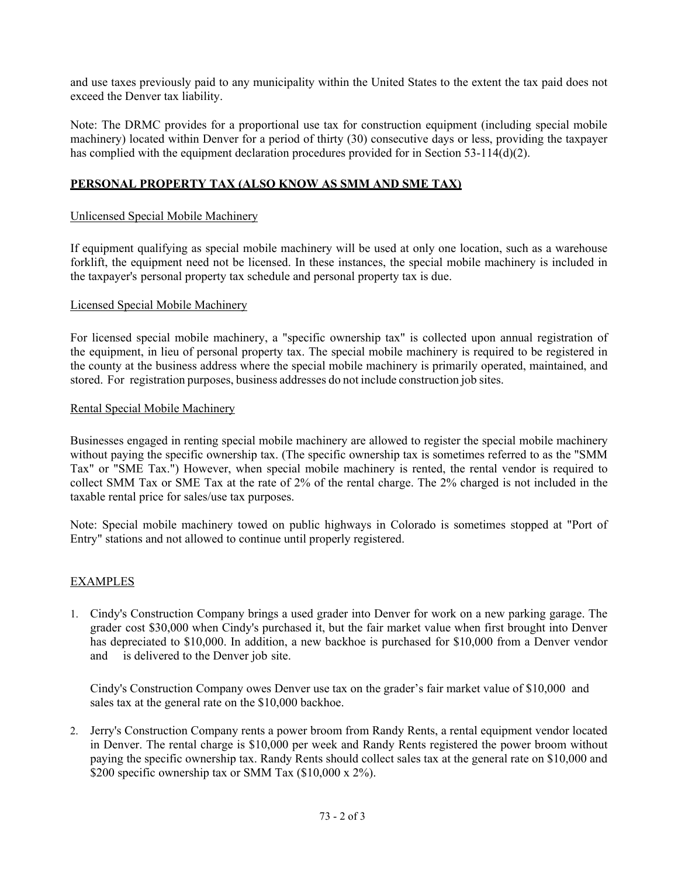and use taxes previously paid to any municipality within the United States to the extent the tax paid does not exceed the Denver tax liability.

Note: The DRMC provides for a proportional use tax for construction equipment (including special mobile machinery) located within Denver for a period of thirty (30) consecutive days or less, providing the taxpayer has complied with the equipment declaration procedures provided for in Section 53-114(d)(2).

## PERSONAL PROPERTY TAX (ALSO KNOW AS SMM AND SME TAX)

### Unlicensed Special Mobile Machinery

If equipment qualifying as special mobile machinery will be used at only one location, such as a warehouse forklift, the equipment need not be licensed. In these instances, the special mobile machinery is included in the taxpayer's personal property tax schedule and personal property tax is due.

### Licensed Special Mobile Machinery

For licensed special mobile machinery, a "specific ownership tax" is collected upon annual registration of the equipment, in lieu of personal property tax. The special mobile machinery is required to be registered in the county at the business address where the special mobile machinery is primarily operated, maintained, and stored. For registration purposes, business addresses do not include construction job sites.

### Rental Special Mobile Machinery

Businesses engaged in renting special mobile machinery are allowed to register the special mobile machinery without paying the specific ownership tax. (The specific ownership tax is sometimes referred to as the "SMM Tax" or "SME Tax.") However, when special mobile machinery is rented, the rental vendor is required to collect SMM Tax or SME Tax at the rate of 2% of the rental charge. The 2% charged is not included in the taxable rental price for sales/use tax purposes.

Note: Special mobile machinery towed on public highways in Colorado is sometimes stopped at "Port of Entry" stations and not allowed to continue until properly registered.

## EXAMPLES

1. Cindy's Construction Company brings a used grader into Denver for work on a new parking garage. The grader cost $30,000 when Cindy's purchased it, but the fair market value when first brought into Denver has depreciated to $10,000. In addition, a new backhoe is purchased for $10,000 from a Denver vendor and is delivered to the Denver job site.

   Cindy's Construction Company owes Denver use tax on the grader's fair market value of $10,000 and sales tax at the general rate on the $10,000 backhoe.

2. Jerry's Construction Company rents a power broom from Randy Rents, a rental equipment vendor located in Denver. The rental charge is $10,000 per week and Randy Rents registered the power broom without paying the specific ownership tax. Randy Rents should collect sales tax at the general rate on $10,000 and $200 specific ownership tax or SMM Tax ($10,000 x 2%).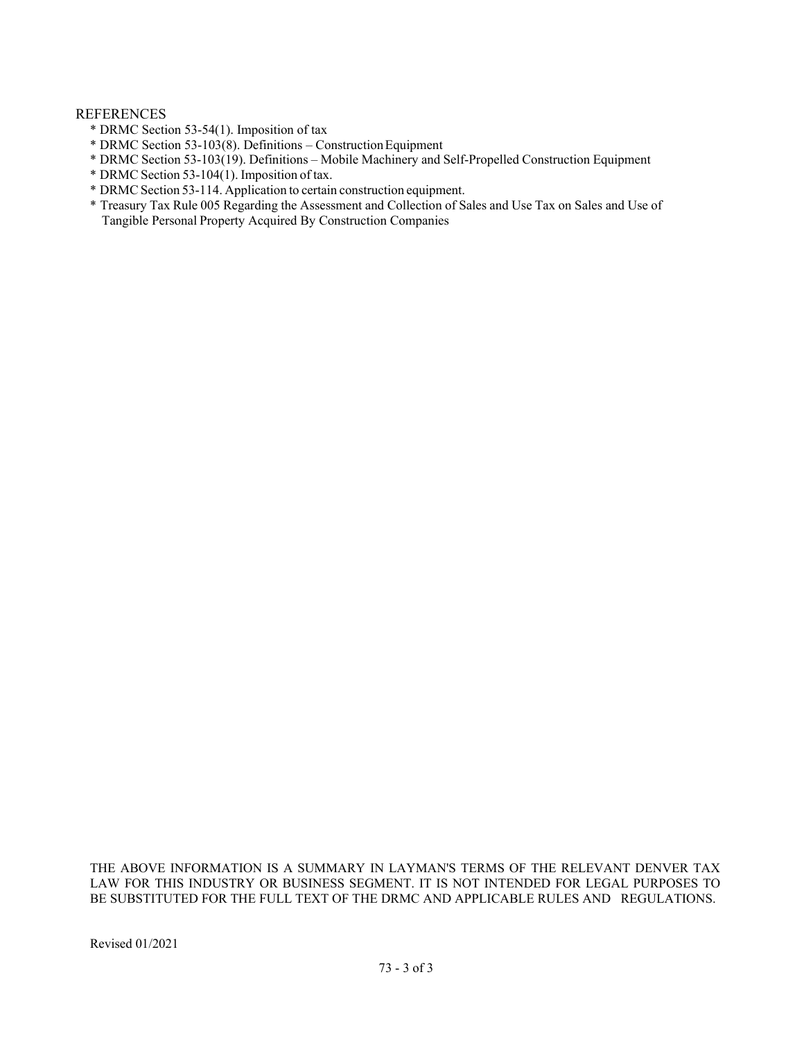REFERENCES

* DRMC Section 53-54(1). Imposition of tax
* DRMC Section 53-103(8). Definitions – Construction Equipment
* DRMC Section 53-103(19). Definitions – Mobile Machinery and Self-Propelled Construction Equipment
* DRMC Section 53-104(1). Imposition of tax.
* DRMC Section 53-114. Application to certain construction equipment.
* Treasury Tax Rule 005 Regarding the Assessment and Collection of Sales and Use Tax on Sales and Use of Tangible Personal Property Acquired By Construction Companies

THE ABOVE INFORMATION IS A SUMMARY IN LAYMAN'S TERMS OF THE RELEVANT DENVER TAX LAW FOR THIS INDUSTRY OR BUSINESS SEGMENT. IT IS NOT INTENDED FOR LEGAL PURPOSES TO BE SUBSTITUTED FOR THE FULL TEXT OF THE DRMC AND APPLICABLE RULES AND REGULATIONS.

Revised 01/2021